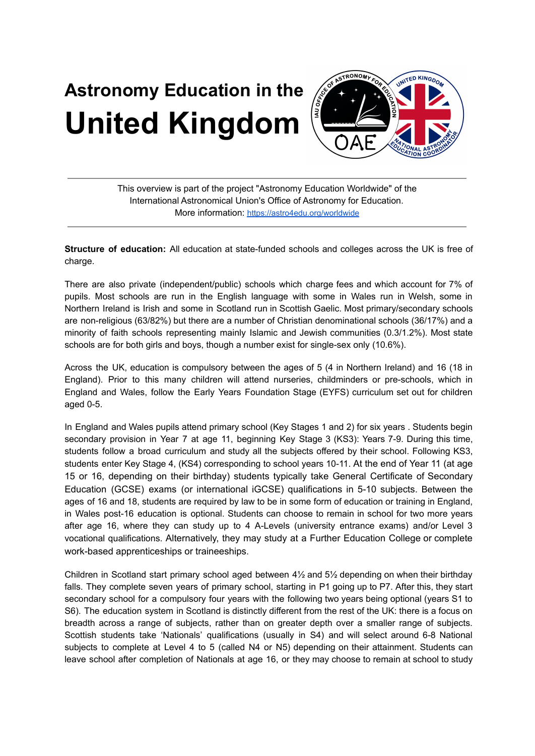# Astronomy Education in the United Kingdom

---

This overview is part of the project "Astronomy Education Worldwide" of the International Astronomical Union's Office of Astronomy for Education.
More information: https://astro4edu.org/worldwide

---

**Structure of education:** All education at state-funded schools and colleges across the UK is free of charge.

There are also private (independent/public) schools which charge fees and which account for 7% of pupils. Most schools are run in the English language with some in Wales run in Welsh, some in Northern Ireland is Irish and some in Scotland run in Scottish Gaelic. Most primary/secondary schools are non-religious (63/82%) but there are a number of Christian denominational schools (36/17%) and a minority of faith schools representing mainly Islamic and Jewish communities (0.3/1.2%). Most state schools are for both girls and boys, though a number exist for single-sex only (10.6%).

Across the UK, education is compulsory between the ages of 5 (4 in Northern Ireland) and 16 (18 in England). Prior to this many children will attend nurseries, childminders or pre-schools, which in England and Wales, follow the Early Years Foundation Stage (EYFS) curriculum set out for children aged 0-5.

In England and Wales pupils attend primary school (Key Stages 1 and 2) for six years . Students begin secondary provision in Year 7 at age 11, beginning Key Stage 3 (KS3): Years 7-9. During this time, students follow a broad curriculum and study all the subjects offered by their school. Following KS3, students enter Key Stage 4, (KS4) corresponding to school years 10-11. At the end of Year 11 (at age 15 or 16, depending on their birthday) students typically take General Certificate of Secondary Education (GCSE) exams (or international iGCSE) qualifications in 5-10 subjects. Between the ages of 16 and 18, students are required by law to be in some form of education or training in England, in Wales post-16 education is optional. Students can choose to remain in school for two more years after age 16, where they can study up to 4 A-Levels (university entrance exams) and/or Level 3 vocational qualifications. Alternatively, they may study at a Further Education College or complete work-based apprenticeships or traineeships.

Children in Scotland start primary school aged between 4½ and 5½ depending on when their birthday falls. They complete seven years of primary school, starting in P1 going up to P7. After this, they start secondary school for a compulsory four years with the following two years being optional (years S1 to S6). The education system in Scotland is distinctly different from the rest of the UK: there is a focus on breadth across a range of subjects, rather than on greater depth over a smaller range of subjects. Scottish students take 'Nationals' qualifications (usually in S4) and will select around 6-8 National subjects to complete at Level 4 to 5 (called N4 or N5) depending on their attainment. Students can leave school after completion of Nationals at age 16, or they may choose to remain at school to study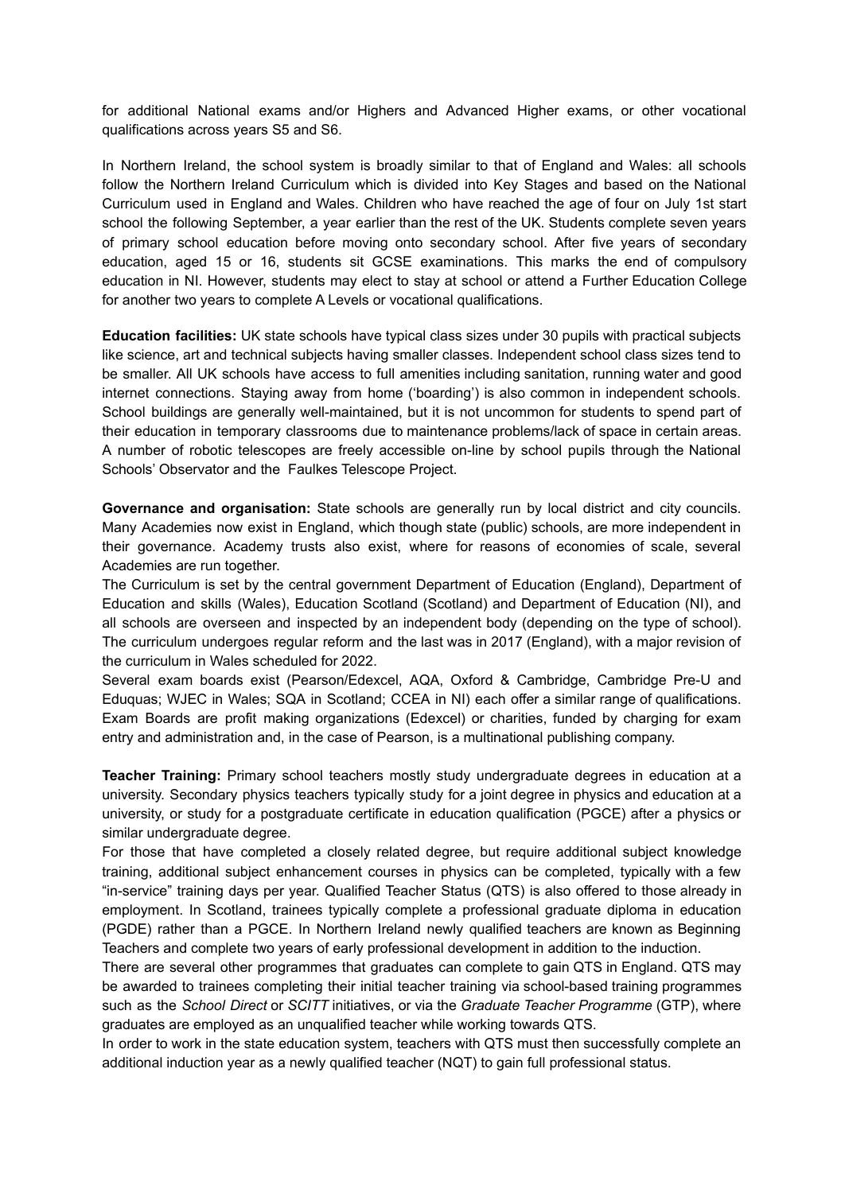for additional National exams and/or Highers and Advanced Higher exams, or other vocational qualifications across years S5 and S6.

In Northern Ireland, the school system is broadly similar to that of England and Wales: all schools follow the Northern Ireland Curriculum which is divided into Key Stages and based on the National Curriculum used in England and Wales. Children who have reached the age of four on July 1st start school the following September, a year earlier than the rest of the UK. Students complete seven years of primary school education before moving onto secondary school. After five years of secondary education, aged 15 or 16, students sit GCSE examinations. This marks the end of compulsory education in NI. However, students may elect to stay at school or attend a Further Education College for another two years to complete A Levels or vocational qualifications.

**Education facilities:** UK state schools have typical class sizes under 30 pupils with practical subjects like science, art and technical subjects having smaller classes. Independent school class sizes tend to be smaller. All UK schools have access to full amenities including sanitation, running water and good internet connections. Staying away from home ('boarding') is also common in independent schools. School buildings are generally well-maintained, but it is not uncommon for students to spend part of their education in temporary classrooms due to maintenance problems/lack of space in certain areas. A number of robotic telescopes are freely accessible on-line by school pupils through the National Schools' Observator and the Faulkes Telescope Project.

**Governance and organisation:** State schools are generally run by local district and city councils. Many Academies now exist in England, which though state (public) schools, are more independent in their governance. Academy trusts also exist, where for reasons of economies of scale, several Academies are run together.

The Curriculum is set by the central government Department of Education (England), Department of Education and skills (Wales), Education Scotland (Scotland) and Department of Education (NI), and all schools are overseen and inspected by an independent body (depending on the type of school). The curriculum undergoes regular reform and the last was in 2017 (England), with a major revision of the curriculum in Wales scheduled for 2022.

Several exam boards exist (Pearson/Edexcel, AQA, Oxford & Cambridge, Cambridge Pre-U and Eduquas; WJEC in Wales; SQA in Scotland; CCEA in NI) each offer a similar range of qualifications. Exam Boards are profit making organizations (Edexcel) or charities, funded by charging for exam entry and administration and, in the case of Pearson, is a multinational publishing company.

**Teacher Training:** Primary school teachers mostly study undergraduate degrees in education at a university. Secondary physics teachers typically study for a joint degree in physics and education at a university, or study for a postgraduate certificate in education qualification (PGCE) after a physics or similar undergraduate degree.

For those that have completed a closely related degree, but require additional subject knowledge training, additional subject enhancement courses in physics can be completed, typically with a few "in-service" training days per year. Qualified Teacher Status (QTS) is also offered to those already in employment. In Scotland, trainees typically complete a professional graduate diploma in education (PGDE) rather than a PGCE. In Northern Ireland newly qualified teachers are known as Beginning Teachers and complete two years of early professional development in addition to the induction.

There are several other programmes that graduates can complete to gain QTS in England. QTS may be awarded to trainees completing their initial teacher training via school-based training programmes such as the *School Direct* or *SCITT* initiatives, or via the *Graduate Teacher Programme* (GTP), where graduates are employed as an unqualified teacher while working towards QTS.

In order to work in the state education system, teachers with QTS must then successfully complete an additional induction year as a newly qualified teacher (NQT) to gain full professional status.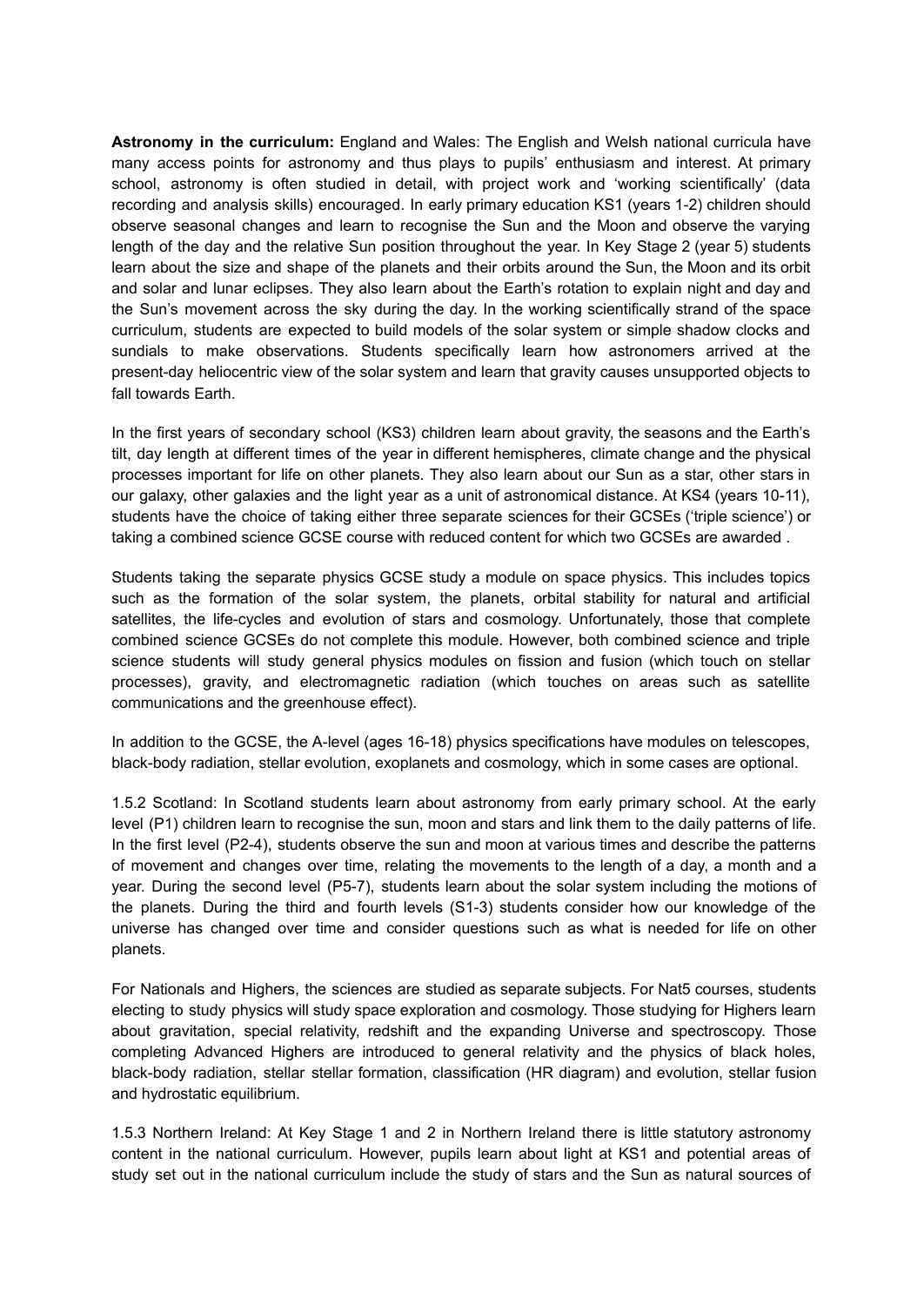**Astronomy in the curriculum:** England and Wales: The English and Welsh national curricula have many access points for astronomy and thus plays to pupils' enthusiasm and interest. At primary school, astronomy is often studied in detail, with project work and 'working scientifically' (data recording and analysis skills) encouraged. In early primary education KS1 (years 1-2) children should observe seasonal changes and learn to recognise the Sun and the Moon and observe the varying length of the day and the relative Sun position throughout the year. In Key Stage 2 (year 5) students learn about the size and shape of the planets and their orbits around the Sun, the Moon and its orbit and solar and lunar eclipses. They also learn about the Earth's rotation to explain night and day and the Sun's movement across the sky during the day. In the working scientifically strand of the space curriculum, students are expected to build models of the solar system or simple shadow clocks and sundials to make observations. Students specifically learn how astronomers arrived at the present-day heliocentric view of the solar system and learn that gravity causes unsupported objects to fall towards Earth.

In the first years of secondary school (KS3) children learn about gravity, the seasons and the Earth's tilt, day length at different times of the year in different hemispheres, climate change and the physical processes important for life on other planets. They also learn about our Sun as a star, other stars in our galaxy, other galaxies and the light year as a unit of astronomical distance. At KS4 (years 10-11), students have the choice of taking either three separate sciences for their GCSEs ('triple science') or taking a combined science GCSE course with reduced content for which two GCSEs are awarded .

Students taking the separate physics GCSE study a module on space physics. This includes topics such as the formation of the solar system, the planets, orbital stability for natural and artificial satellites, the life-cycles and evolution of stars and cosmology. Unfortunately, those that complete combined science GCSEs do not complete this module. However, both combined science and triple science students will study general physics modules on fission and fusion (which touch on stellar processes), gravity, and electromagnetic radiation (which touches on areas such as satellite communications and the greenhouse effect).

In addition to the GCSE, the A-level (ages 16-18) physics specifications have modules on telescopes, black-body radiation, stellar evolution, exoplanets and cosmology, which in some cases are optional.

1.5.2 Scotland: In Scotland students learn about astronomy from early primary school. At the early level (P1) children learn to recognise the sun, moon and stars and link them to the daily patterns of life. In the first level (P2-4), students observe the sun and moon at various times and describe the patterns of movement and changes over time, relating the movements to the length of a day, a month and a year. During the second level (P5-7), students learn about the solar system including the motions of the planets. During the third and fourth levels (S1-3) students consider how our knowledge of the universe has changed over time and consider questions such as what is needed for life on other planets.

For Nationals and Highers, the sciences are studied as separate subjects. For Nat5 courses, students electing to study physics will study space exploration and cosmology. Those studying for Highers learn about gravitation, special relativity, redshift and the expanding Universe and spectroscopy. Those completing Advanced Highers are introduced to general relativity and the physics of black holes, black-body radiation, stellar stellar formation, classification (HR diagram) and evolution, stellar fusion and hydrostatic equilibrium.

1.5.3 Northern Ireland: At Key Stage 1 and 2 in Northern Ireland there is little statutory astronomy content in the national curriculum. However, pupils learn about light at KS1 and potential areas of study set out in the national curriculum include the study of stars and the Sun as natural sources of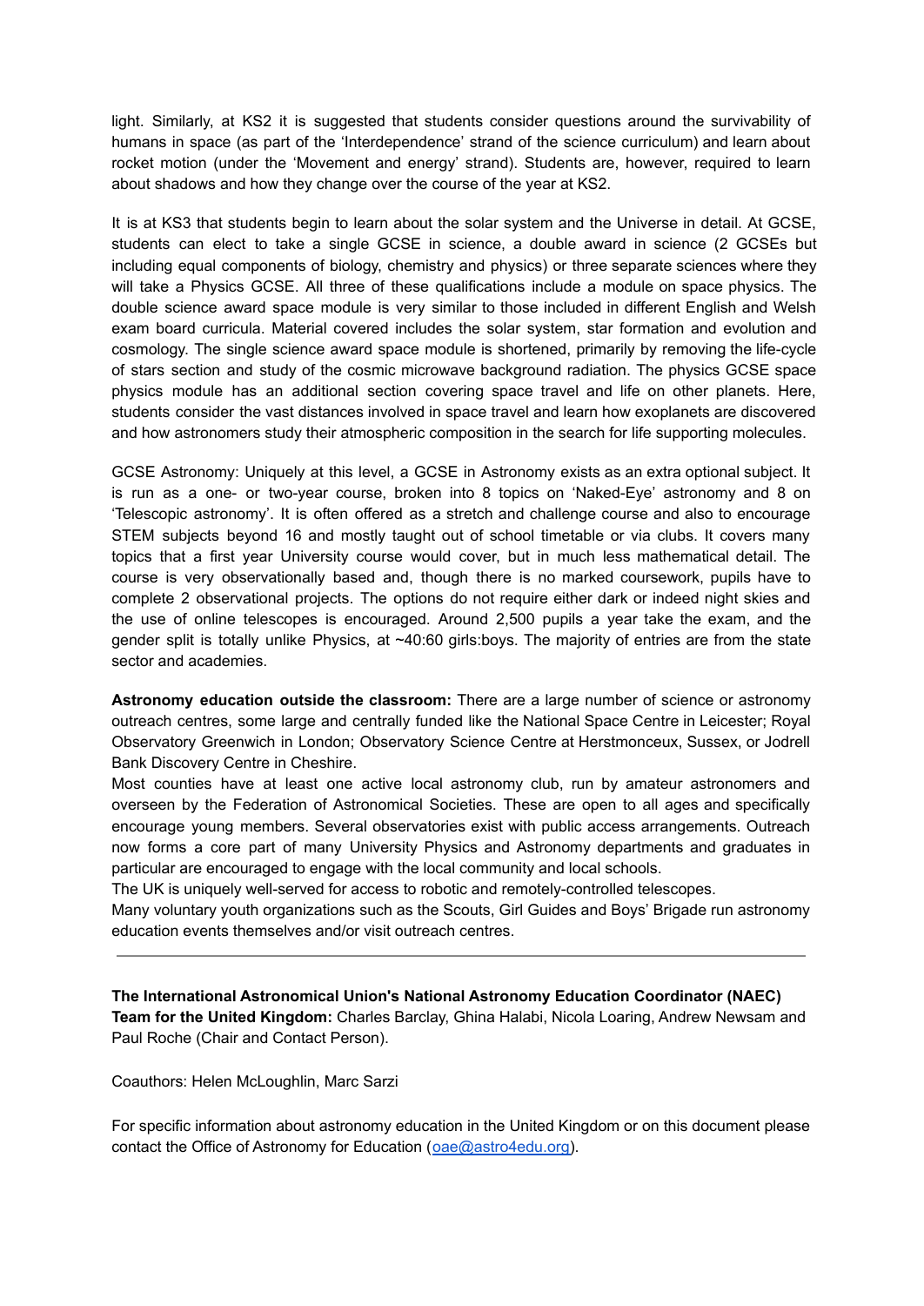light. Similarly, at KS2 it is suggested that students consider questions around the survivability of humans in space (as part of the 'Interdependence' strand of the science curriculum) and learn about rocket motion (under the 'Movement and energy' strand). Students are, however, required to learn about shadows and how they change over the course of the year at KS2.

It is at KS3 that students begin to learn about the solar system and the Universe in detail. At GCSE, students can elect to take a single GCSE in science, a double award in science (2 GCSEs but including equal components of biology, chemistry and physics) or three separate sciences where they will take a Physics GCSE. All three of these qualifications include a module on space physics. The double science award space module is very similar to those included in different English and Welsh exam board curricula. Material covered includes the solar system, star formation and evolution and cosmology. The single science award space module is shortened, primarily by removing the life-cycle of stars section and study of the cosmic microwave background radiation. The physics GCSE space physics module has an additional section covering space travel and life on other planets. Here, students consider the vast distances involved in space travel and learn how exoplanets are discovered and how astronomers study their atmospheric composition in the search for life supporting molecules.

GCSE Astronomy: Uniquely at this level, a GCSE in Astronomy exists as an extra optional subject. It is run as a one- or two-year course, broken into 8 topics on 'Naked-Eye' astronomy and 8 on 'Telescopic astronomy'. It is often offered as a stretch and challenge course and also to encourage STEM subjects beyond 16 and mostly taught out of school timetable or via clubs. It covers many topics that a first year University course would cover, but in much less mathematical detail. The course is very observationally based and, though there is no marked coursework, pupils have to complete 2 observational projects. The options do not require either dark or indeed night skies and the use of online telescopes is encouraged. Around 2,500 pupils a year take the exam, and the gender split is totally unlike Physics, at ~40:60 girls:boys. The majority of entries are from the state sector and academies.

**Astronomy education outside the classroom:** There are a large number of science or astronomy outreach centres, some large and centrally funded like the National Space Centre in Leicester; Royal Observatory Greenwich in London; Observatory Science Centre at Herstmonceux, Sussex, or Jodrell Bank Discovery Centre in Cheshire.

Most counties have at least one active local astronomy club, run by amateur astronomers and overseen by the Federation of Astronomical Societies. These are open to all ages and specifically encourage young members. Several observatories exist with public access arrangements. Outreach now forms a core part of many University Physics and Astronomy departments and graduates in particular are encouraged to engage with the local community and local schools.

The UK is uniquely well-served for access to robotic and remotely-controlled telescopes.

Many voluntary youth organizations such as the Scouts, Girl Guides and Boys' Brigade run astronomy education events themselves and/or visit outreach centres.

---

**The International Astronomical Union's National Astronomy Education Coordinator (NAEC) Team for the United Kingdom:** Charles Barclay, Ghina Halabi, Nicola Loaring, Andrew Newsam and Paul Roche (Chair and Contact Person).

Coauthors: Helen McLoughlin, Marc Sarzi

For specific information about astronomy education in the United Kingdom or on this document please contact the Office of Astronomy for Education (oae@astro4edu.org).